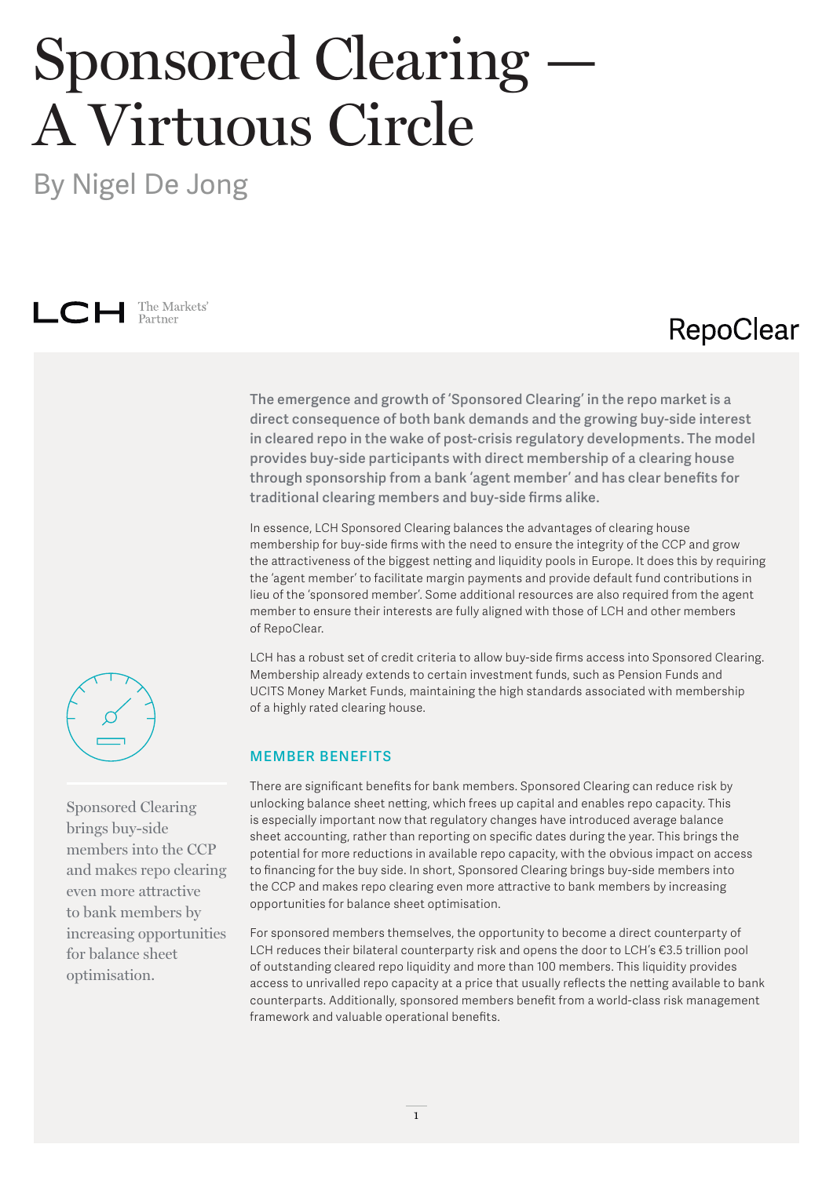# Sponsored Clearing — A Virtuous Circle

By Nigel De Jong

LCH The Markets' Partner

RepoClear

**The emergence and growth of 'Sponsored Clearing' in the repo market is a direct consequence of both bank demands and the growing buy-side interest in cleared repo in the wake of post-crisis regulatory developments. The model provides buy-side participants with direct membership of a clearing house through sponsorship from a bank 'agent member' and has clear benefits for traditional clearing members and buy-side firms alike.**

In essence, LCH Sponsored Clearing balances the advantages of clearing house membership for buy-side firms with the need to ensure the integrity of the CCP and grow the attractiveness of the biggest netting and liquidity pools in Europe. It does this by requiring the 'agent member' to facilitate margin payments and provide default fund contributions in lieu of the 'sponsored member'. Some additional resources are also required from the agent member to ensure their interests are fully aligned with those of LCH and other members of RepoClear.

LCH has a robust set of credit criteria to allow buy-side firms access into Sponsored Clearing. Membership already extends to certain investment funds, such as Pension Funds and UCITS Money Market Funds, maintaining the high standards associated with membership of a highly rated clearing house.

> Sponsored Clearing brings buy-side members into the CCP and makes repo clearing even more attractive to bank members by increasing opportunities for balance sheet optimisation.

## MEMBER BENEFITS

There are significant benefits for bank members. Sponsored Clearing can reduce risk by unlocking balance sheet netting, which frees up capital and enables repo capacity. This is especially important now that regulatory changes have introduced average balance sheet accounting, rather than reporting on specific dates during the year. This brings the potential for more reductions in available repo capacity, with the obvious impact on access to financing for the buy side. In short, Sponsored Clearing brings buy-side members into the CCP and makes repo clearing even more attractive to bank members by increasing opportunities for balance sheet optimisation.

For sponsored members themselves, the opportunity to become a direct counterparty of LCH reduces their bilateral counterparty risk and opens the door to LCH's €3.5 trillion pool of outstanding cleared repo liquidity and more than 100 members. This liquidity provides access to unrivalled repo capacity at a price that usually reflects the netting available to bank counterparts. Additionally, sponsored members benefit from a world-class risk management framework and valuable operational benefits.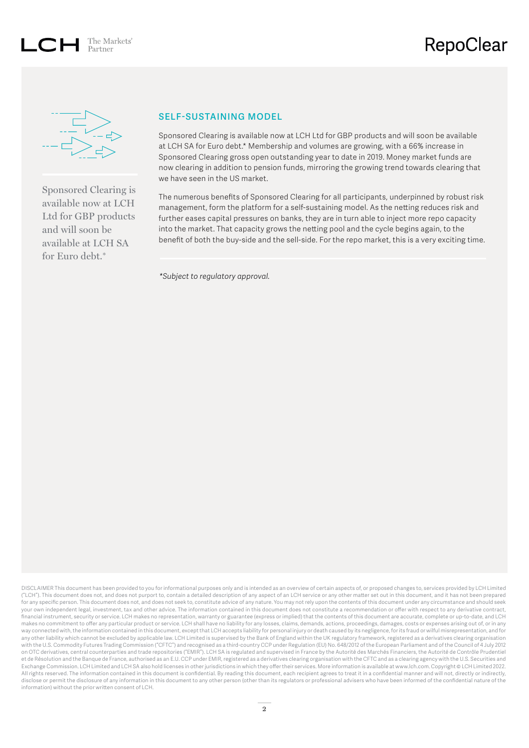## SELF-SUSTAINING MODEL

Sponsored Clearing is available now at LCH Ltd for GBP products and will soon be available at LCH SA for Euro debt.* Membership and volumes are growing, with a 66% increase in Sponsored Clearing gross open outstanding year to date in 2019. Money market funds are now clearing in addition to pension funds, mirroring the growing trend towards clearing that we have seen in the US market.

The numerous benefits of Sponsored Clearing for all participants, underpinned by robust risk management, form the platform for a self-sustaining model. As the netting reduces risk and further eases capital pressures on banks, they are in turn able to inject more repo capacity into the market. That capacity grows the netting pool and the cycle begins again, to the benefit of both the buy-side and the sell-side. For the repo market, this is a very exciting time.

Sponsored Clearing is available now at LCH Ltd for GBP products and will soon be available at LCH SA for Euro debt.*

*\*Subject to regulatory approval.*

DISCLAIMER This document has been provided to you for informational purposes only and is intended as an overview of certain aspects of, or proposed changes to, services provided by LCH Limited ("LCH"). This document does not, and does not purport to, contain a detailed description of any aspect of an LCH service or any other matter set out in this document, and it has not been prepared for any specific person. This document does not, and does not seek to, constitute advice of any nature. You may not rely upon the contents of this document under any circumstance and should seek your own independent legal, investment, tax and other advice. The information contained in this document does not constitute a recommendation or offer with respect to any derivative contract, financial instrument, security or service. LCH makes no representation, warranty or guarantee (express or implied) that the contents of this document are accurate, complete or up-to-date, and LCH makes no commitment to offer any particular product or service. LCH shall have no liability for any losses, claims, demands, actions, proceedings, damages, costs or expenses arising out of, or in any way connected with, the information contained in this document, except that LCH accepts liability for personal injury or death caused by its negligence, for its fraud or wilful misrepresentation, and for any other liability which cannot be excluded by applicable law. LCH Limited is supervised by the Bank of England within the UK regulatory framework, registered as a derivatives clearing organisation with the U.S. Commodity Futures Trading Commission ("CFTC") and recognised as a third-country CCP under Regulation (EU) No. 648/2012 of the European Parliament and of the Council of 4 July 2012 on OTC derivatives, central counterparties and trade repositories ("EMIR"). LCH SA is regulated and supervised in France by the Autorité des Marchés Financiers, the Autorité de Contrôle Prudentiel et de Résolution and the Banque de France, authorised as an E.U. CCP under EMIR, registered as a derivatives clearing organisation with the CFTC and as a clearing agency with the U.S. Securities and Exchange Commission. LCH Limited and LCH SA also hold licenses in other jurisdictions in which they offer their services. More information is available at www.lch.com. Copyright © LCH Limited 2022. All rights reserved. The information contained in this document is confidential. By reading this document, each recipient agrees to treat it in a confidential manner and will not, directly or indirectly, disclose or permit the disclosure of any information in this document to any other person (other than its regulators or professional advisers who have been informed of the confidential nature of the information) without the prior written consent of LCH.